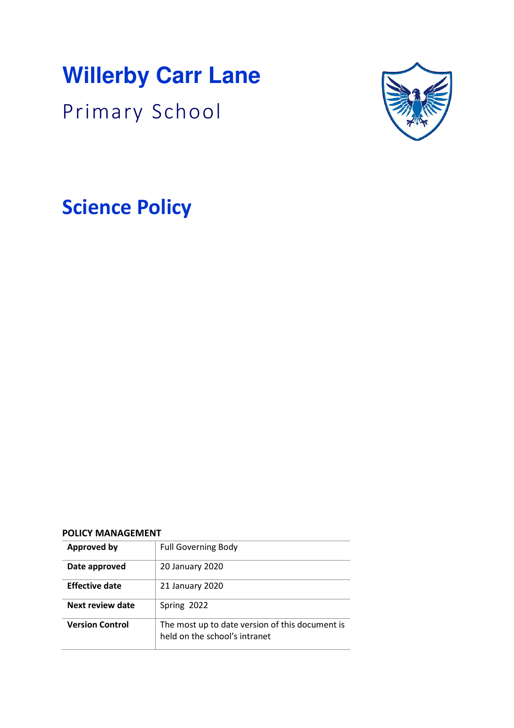# Willerby Carr Lane

Primary School

# Science Policy

**POLICY MANAGEMENT**

| | |
|---|---|
| **Approved by** | Full Governing Body |
| **Date approved** | 20 January 2020 |
| **Effective date** | 21 January 2020 |
| **Next review date** | Spring 2022 |
| **Version Control** | The most up to date version of this document is held on the school's intranet |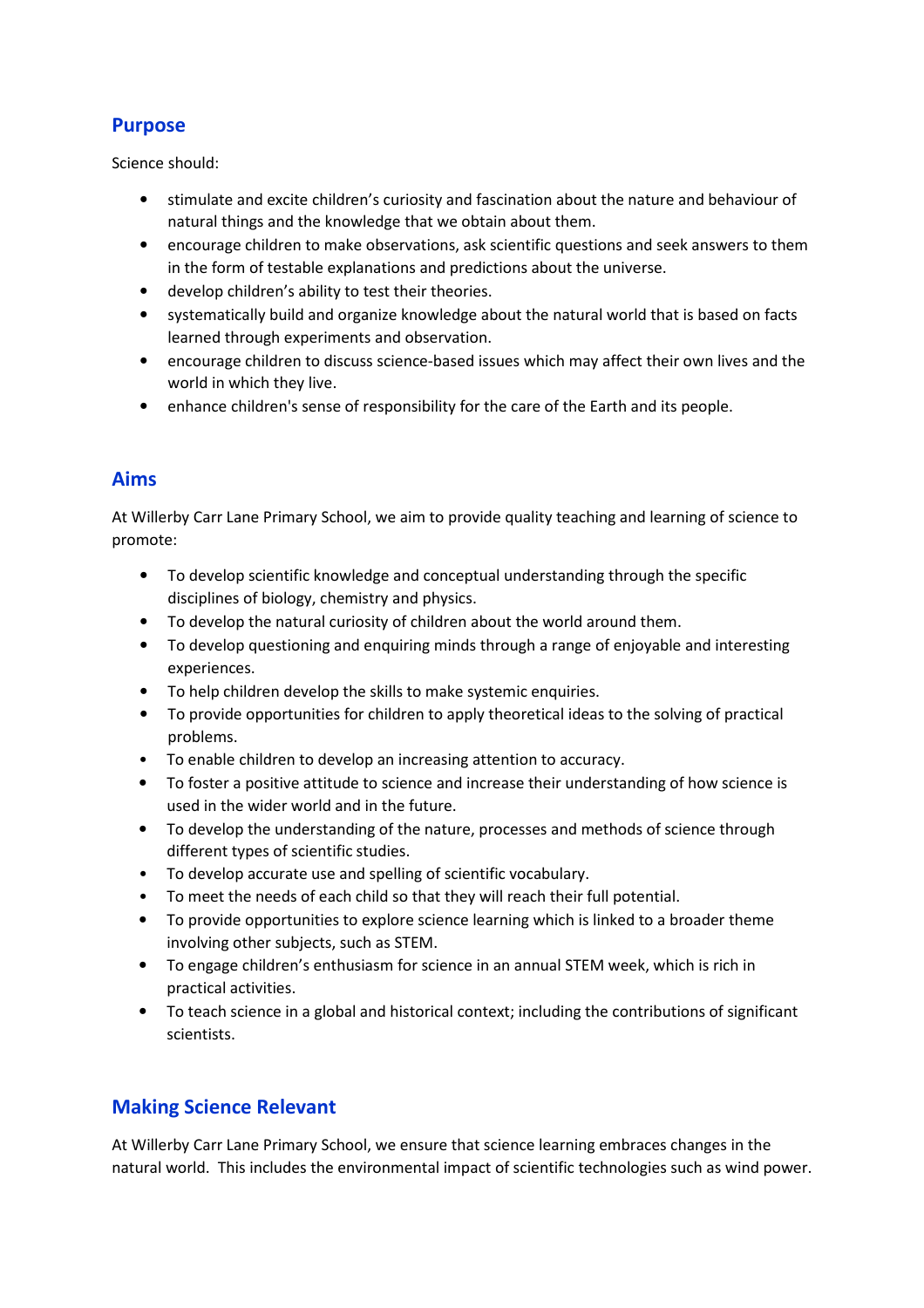## Purpose

Science should:

- stimulate and excite children's curiosity and fascination about the nature and behaviour of natural things and the knowledge that we obtain about them.
- encourage children to make observations, ask scientific questions and seek answers to them in the form of testable explanations and predictions about the universe.
- develop children's ability to test their theories.
- systematically build and organize knowledge about the natural world that is based on facts learned through experiments and observation.
- encourage children to discuss science-based issues which may affect their own lives and the world in which they live.
- enhance children's sense of responsibility for the care of the Earth and its people.

## Aims

At Willerby Carr Lane Primary School, we aim to provide quality teaching and learning of science to promote:

- To develop scientific knowledge and conceptual understanding through the specific disciplines of biology, chemistry and physics.
- To develop the natural curiosity of children about the world around them.
- To develop questioning and enquiring minds through a range of enjoyable and interesting experiences.
- To help children develop the skills to make systemic enquiries.
- To provide opportunities for children to apply theoretical ideas to the solving of practical problems.
- To enable children to develop an increasing attention to accuracy.
- To foster a positive attitude to science and increase their understanding of how science is used in the wider world and in the future.
- To develop the understanding of the nature, processes and methods of science through different types of scientific studies.
- To develop accurate use and spelling of scientific vocabulary.
- To meet the needs of each child so that they will reach their full potential.
- To provide opportunities to explore science learning which is linked to a broader theme involving other subjects, such as STEM.
- To engage children's enthusiasm for science in an annual STEM week, which is rich in practical activities.
- To teach science in a global and historical context; including the contributions of significant scientists.

## Making Science Relevant

At Willerby Carr Lane Primary School, we ensure that science learning embraces changes in the natural world. This includes the environmental impact of scientific technologies such as wind power.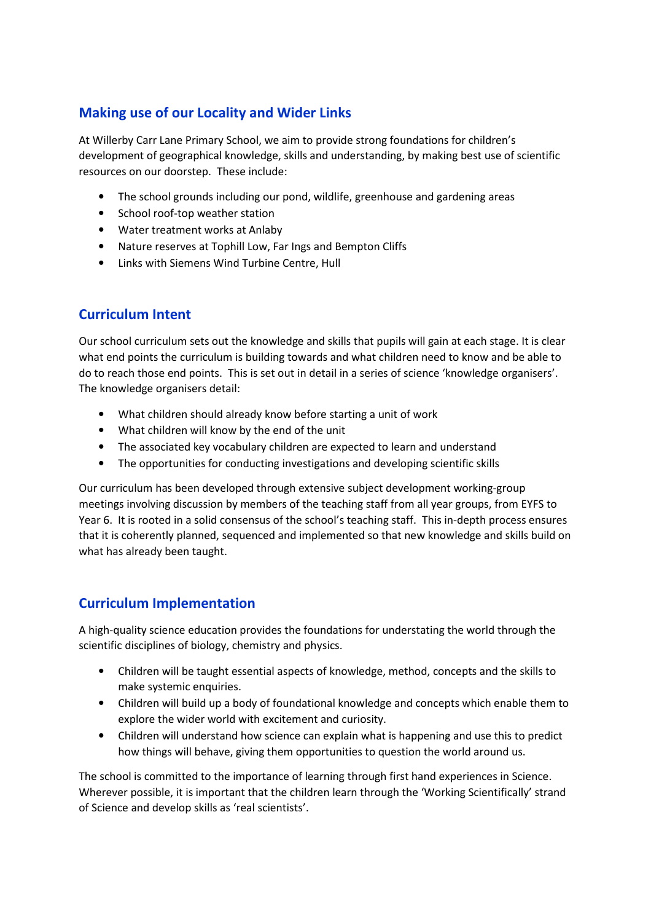## Making use of our Locality and Wider Links

At Willerby Carr Lane Primary School, we aim to provide strong foundations for children's development of geographical knowledge, skills and understanding, by making best use of scientific resources on our doorstep. These include:

- The school grounds including our pond, wildlife, greenhouse and gardening areas
- School roof-top weather station
- Water treatment works at Anlaby
- Nature reserves at Tophill Low, Far Ings and Bempton Cliffs
- Links with Siemens Wind Turbine Centre, Hull

## Curriculum Intent

Our school curriculum sets out the knowledge and skills that pupils will gain at each stage. It is clear what end points the curriculum is building towards and what children need to know and be able to do to reach those end points. This is set out in detail in a series of science 'knowledge organisers'. The knowledge organisers detail:

- What children should already know before starting a unit of work
- What children will know by the end of the unit
- The associated key vocabulary children are expected to learn and understand
- The opportunities for conducting investigations and developing scientific skills

Our curriculum has been developed through extensive subject development working-group meetings involving discussion by members of the teaching staff from all year groups, from EYFS to Year 6. It is rooted in a solid consensus of the school's teaching staff. This in-depth process ensures that it is coherently planned, sequenced and implemented so that new knowledge and skills build on what has already been taught.

## Curriculum Implementation

A high-quality science education provides the foundations for understating the world through the scientific disciplines of biology, chemistry and physics.

- Children will be taught essential aspects of knowledge, method, concepts and the skills to make systemic enquiries.
- Children will build up a body of foundational knowledge and concepts which enable them to explore the wider world with excitement and curiosity.
- Children will understand how science can explain what is happening and use this to predict how things will behave, giving them opportunities to question the world around us.

The school is committed to the importance of learning through first hand experiences in Science. Wherever possible, it is important that the children learn through the 'Working Scientifically' strand of Science and develop skills as 'real scientists'.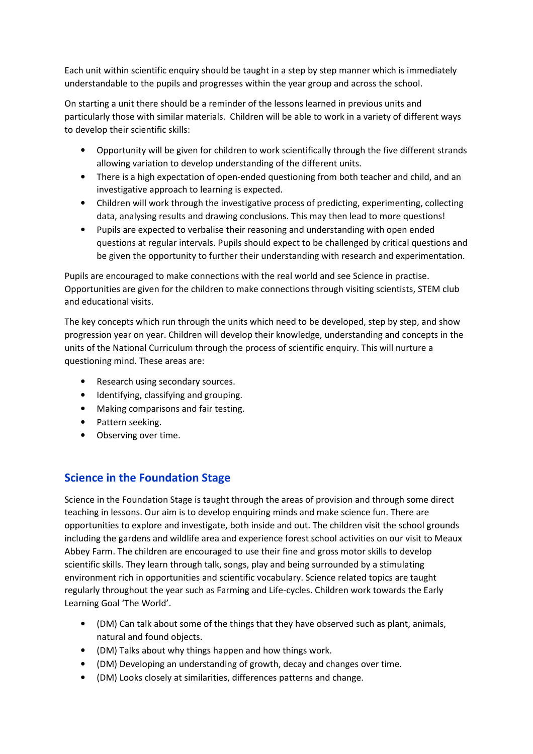Each unit within scientific enquiry should be taught in a step by step manner which is immediately understandable to the pupils and progresses within the year group and across the school.

On starting a unit there should be a reminder of the lessons learned in previous units and particularly those with similar materials. Children will be able to work in a variety of different ways to develop their scientific skills:

- Opportunity will be given for children to work scientifically through the five different strands allowing variation to develop understanding of the different units.
- There is a high expectation of open-ended questioning from both teacher and child, and an investigative approach to learning is expected.
- Children will work through the investigative process of predicting, experimenting, collecting data, analysing results and drawing conclusions. This may then lead to more questions!
- Pupils are expected to verbalise their reasoning and understanding with open ended questions at regular intervals. Pupils should expect to be challenged by critical questions and be given the opportunity to further their understanding with research and experimentation.

Pupils are encouraged to make connections with the real world and see Science in practise. Opportunities are given for the children to make connections through visiting scientists, STEM club and educational visits.

The key concepts which run through the units which need to be developed, step by step, and show progression year on year. Children will develop their knowledge, understanding and concepts in the units of the National Curriculum through the process of scientific enquiry. This will nurture a questioning mind. These areas are:

- Research using secondary sources.
- Identifying, classifying and grouping.
- Making comparisons and fair testing.
- Pattern seeking.
- Observing over time.

## Science in the Foundation Stage

Science in the Foundation Stage is taught through the areas of provision and through some direct teaching in lessons. Our aim is to develop enquiring minds and make science fun. There are opportunities to explore and investigate, both inside and out. The children visit the school grounds including the gardens and wildlife area and experience forest school activities on our visit to Meaux Abbey Farm. The children are encouraged to use their fine and gross motor skills to develop scientific skills. They learn through talk, songs, play and being surrounded by a stimulating environment rich in opportunities and scientific vocabulary. Science related topics are taught regularly throughout the year such as Farming and Life-cycles. Children work towards the Early Learning Goal 'The World'.

- (DM) Can talk about some of the things that they have observed such as plant, animals, natural and found objects.
- (DM) Talks about why things happen and how things work.
- (DM) Developing an understanding of growth, decay and changes over time.
- (DM) Looks closely at similarities, differences patterns and change.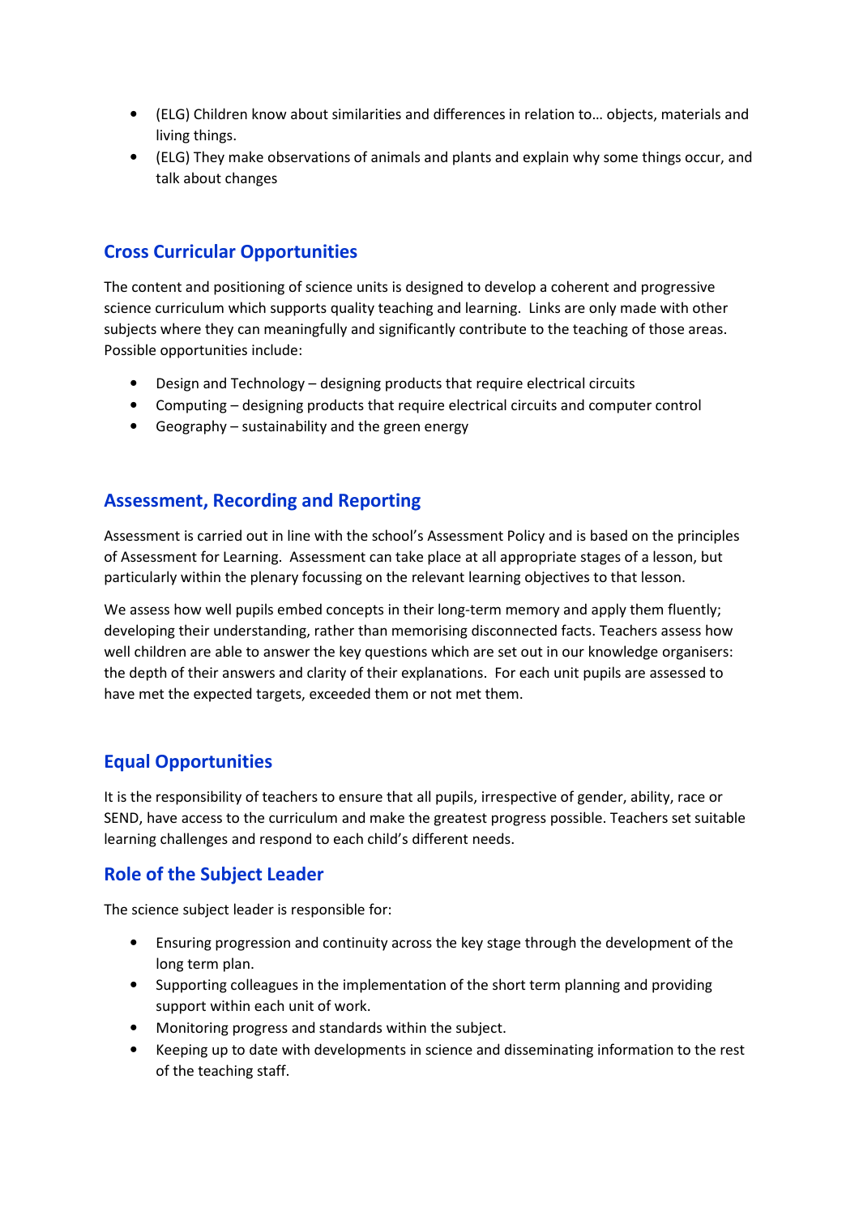- (ELG) Children know about similarities and differences in relation to… objects, materials and living things.
- (ELG) They make observations of animals and plants and explain why some things occur, and talk about changes

## Cross Curricular Opportunities

The content and positioning of science units is designed to develop a coherent and progressive science curriculum which supports quality teaching and learning. Links are only made with other subjects where they can meaningfully and significantly contribute to the teaching of those areas. Possible opportunities include:

- Design and Technology – designing products that require electrical circuits
- Computing – designing products that require electrical circuits and computer control
- Geography – sustainability and the green energy

## Assessment, Recording and Reporting

Assessment is carried out in line with the school's Assessment Policy and is based on the principles of Assessment for Learning. Assessment can take place at all appropriate stages of a lesson, but particularly within the plenary focussing on the relevant learning objectives to that lesson.

We assess how well pupils embed concepts in their long-term memory and apply them fluently; developing their understanding, rather than memorising disconnected facts. Teachers assess how well children are able to answer the key questions which are set out in our knowledge organisers: the depth of their answers and clarity of their explanations. For each unit pupils are assessed to have met the expected targets, exceeded them or not met them.

## Equal Opportunities

It is the responsibility of teachers to ensure that all pupils, irrespective of gender, ability, race or SEND, have access to the curriculum and make the greatest progress possible. Teachers set suitable learning challenges and respond to each child's different needs.

## Role of the Subject Leader

The science subject leader is responsible for:

- Ensuring progression and continuity across the key stage through the development of the long term plan.
- Supporting colleagues in the implementation of the short term planning and providing support within each unit of work.
- Monitoring progress and standards within the subject.
- Keeping up to date with developments in science and disseminating information to the rest of the teaching staff.